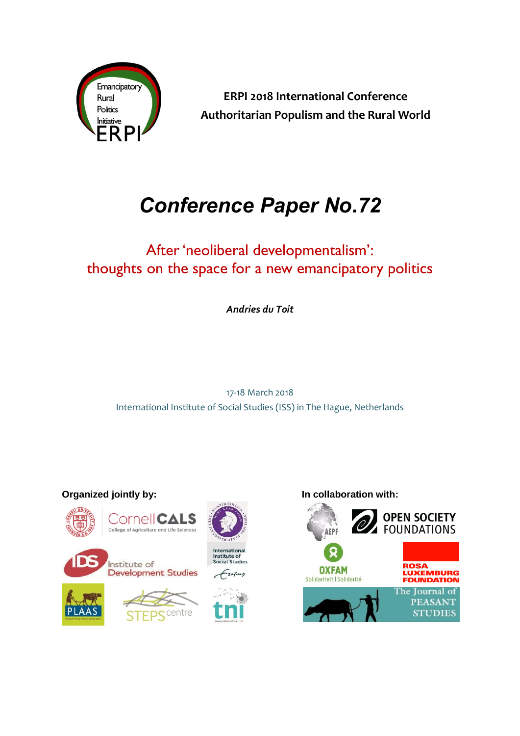Emancipatory Rural Politics Initiative ERPI

**ERPI 2018 International Conference**
**Authoritarian Populism and the Rural World**

# *Conference Paper No.72*

## After 'neoliberal developmentalism': thoughts on the space for a new emancipatory politics

***Andries du Toit***

17-18 March 2018
International Institute of Social Studies (ISS) in The Hague, Netherlands

**Organized jointly by:**

Cornell CALS College of Agriculture and Life Sciences
Hunter College, City University of New York
IDS Institute of Development Studies
International Institute of Social Studies (Erasmus)
PLAAS
STEPS centre
tni

**In collaboration with:**

AEPF
Open Society Foundations
Oxfam Solidariteit | Solidarité
Rosa Luxemburg Foundation
The Journal of Peasant Studies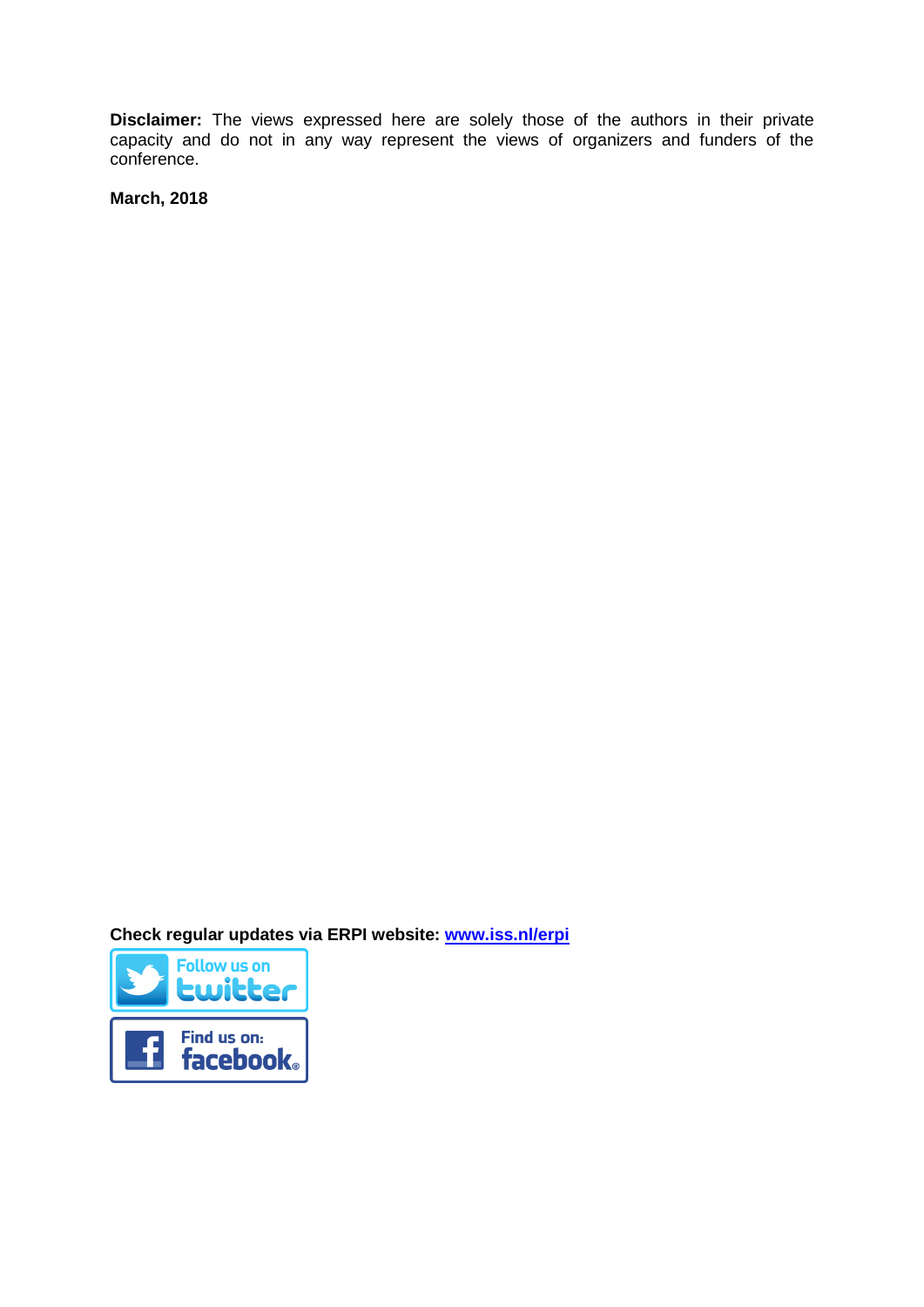**Disclaimer:** The views expressed here are solely those of the authors in their private capacity and do not in any way represent the views of organizers and funders of the conference.

**March, 2018**

**Check regular updates via ERPI website: [www.iss.nl/erpi](www.iss.nl/erpi)**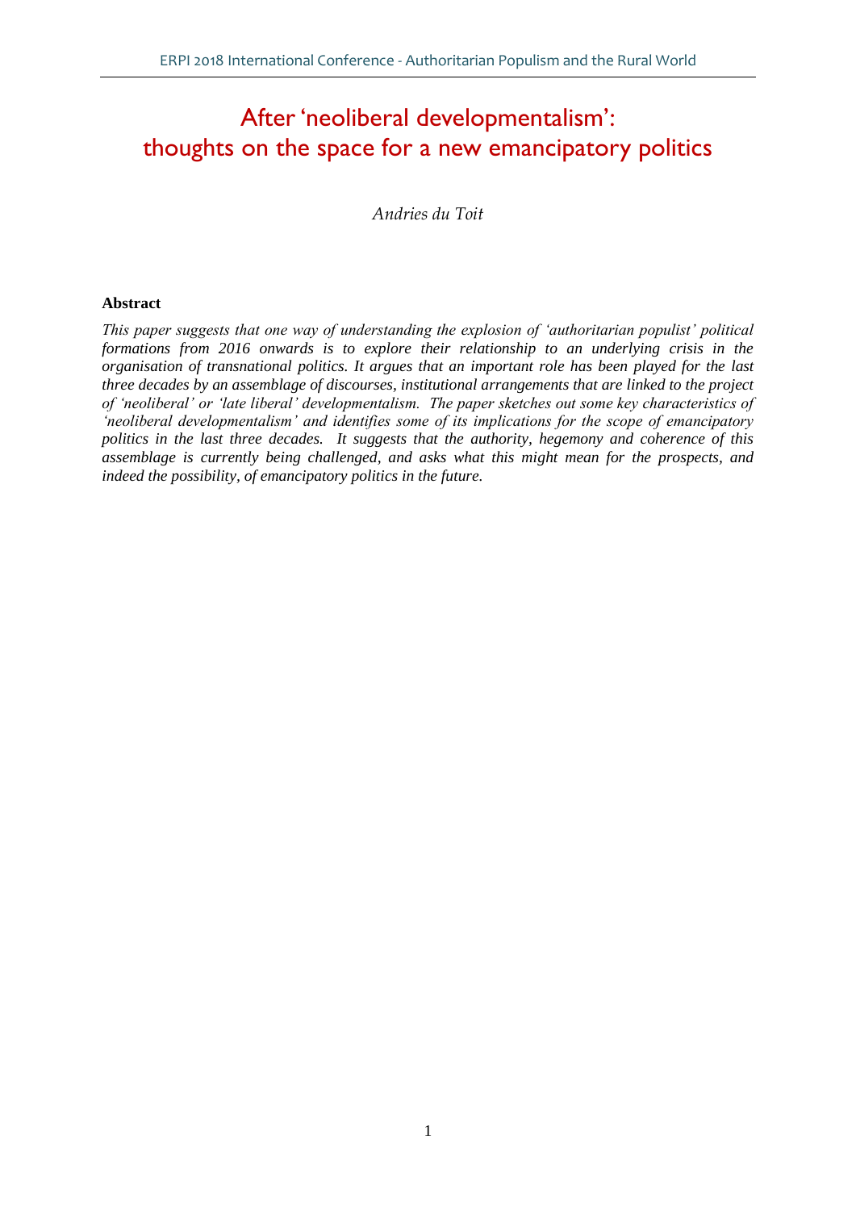# After 'neoliberal developmentalism': thoughts on the space for a new emancipatory politics

*Andries du Toit*

**Abstract**

*This paper suggests that one way of understanding the explosion of 'authoritarian populist' political formations from 2016 onwards is to explore their relationship to an underlying crisis in the organisation of transnational politics. It argues that an important role has been played for the last three decades by an assemblage of discourses, institutional arrangements that are linked to the project of 'neoliberal' or 'late liberal' developmentalism. The paper sketches out some key characteristics of 'neoliberal developmentalism' and identifies some of its implications for the scope of emancipatory politics in the last three decades. It suggests that the authority, hegemony and coherence of this assemblage is currently being challenged, and asks what this might mean for the prospects, and indeed the possibility, of emancipatory politics in the future.*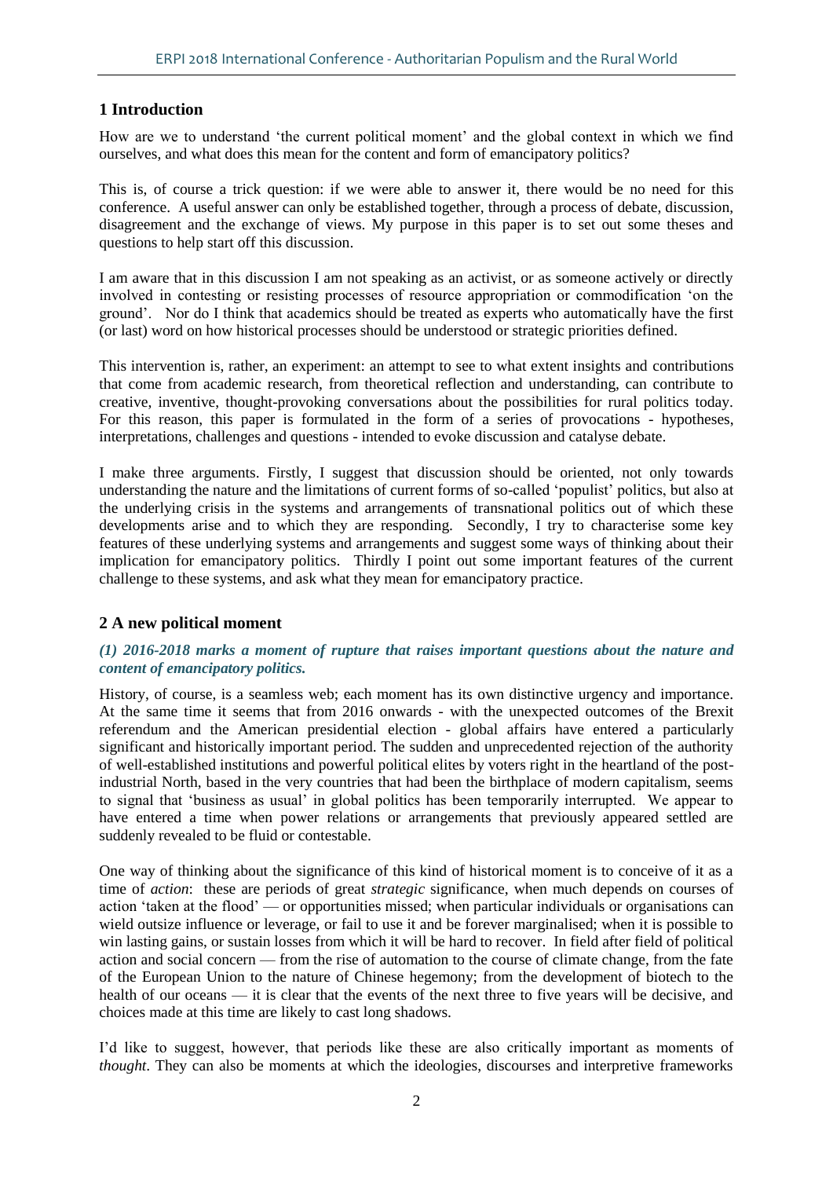## 1 Introduction

How are we to understand 'the current political moment' and the global context in which we find ourselves, and what does this mean for the content and form of emancipatory politics?

This is, of course a trick question: if we were able to answer it, there would be no need for this conference. A useful answer can only be established together, through a process of debate, discussion, disagreement and the exchange of views. My purpose in this paper is to set out some theses and questions to help start off this discussion.

I am aware that in this discussion I am not speaking as an activist, or as someone actively or directly involved in contesting or resisting processes of resource appropriation or commodification 'on the ground'. Nor do I think that academics should be treated as experts who automatically have the first (or last) word on how historical processes should be understood or strategic priorities defined.

This intervention is, rather, an experiment: an attempt to see to what extent insights and contributions that come from academic research, from theoretical reflection and understanding, can contribute to creative, inventive, thought-provoking conversations about the possibilities for rural politics today. For this reason, this paper is formulated in the form of a series of provocations - hypotheses, interpretations, challenges and questions - intended to evoke discussion and catalyse debate.

I make three arguments. Firstly, I suggest that discussion should be oriented, not only towards understanding the nature and the limitations of current forms of so-called 'populist' politics, but also at the underlying crisis in the systems and arrangements of transnational politics out of which these developments arise and to which they are responding. Secondly, I try to characterise some key features of these underlying systems and arrangements and suggest some ways of thinking about their implication for emancipatory politics. Thirdly I point out some important features of the current challenge to these systems, and ask what they mean for emancipatory practice.

## 2 A new political moment

### *(1) 2016-2018 marks a moment of rupture that raises important questions about the nature and content of emancipatory politics.*

History, of course, is a seamless web; each moment has its own distinctive urgency and importance. At the same time it seems that from 2016 onwards - with the unexpected outcomes of the Brexit referendum and the American presidential election - global affairs have entered a particularly significant and historically important period. The sudden and unprecedented rejection of the authority of well-established institutions and powerful political elites by voters right in the heartland of the post-industrial North, based in the very countries that had been the birthplace of modern capitalism, seems to signal that 'business as usual' in global politics has been temporarily interrupted. We appear to have entered a time when power relations or arrangements that previously appeared settled are suddenly revealed to be fluid or contestable.

One way of thinking about the significance of this kind of historical moment is to conceive of it as a time of *action*: these are periods of great *strategic* significance, when much depends on courses of action 'taken at the flood' — or opportunities missed; when particular individuals or organisations can wield outsize influence or leverage, or fail to use it and be forever marginalised; when it is possible to win lasting gains, or sustain losses from which it will be hard to recover. In field after field of political action and social concern — from the rise of automation to the course of climate change, from the fate of the European Union to the nature of Chinese hegemony; from the development of biotech to the health of our oceans — it is clear that the events of the next three to five years will be decisive, and choices made at this time are likely to cast long shadows.

I'd like to suggest, however, that periods like these are also critically important as moments of *thought*. They can also be moments at which the ideologies, discourses and interpretive frameworks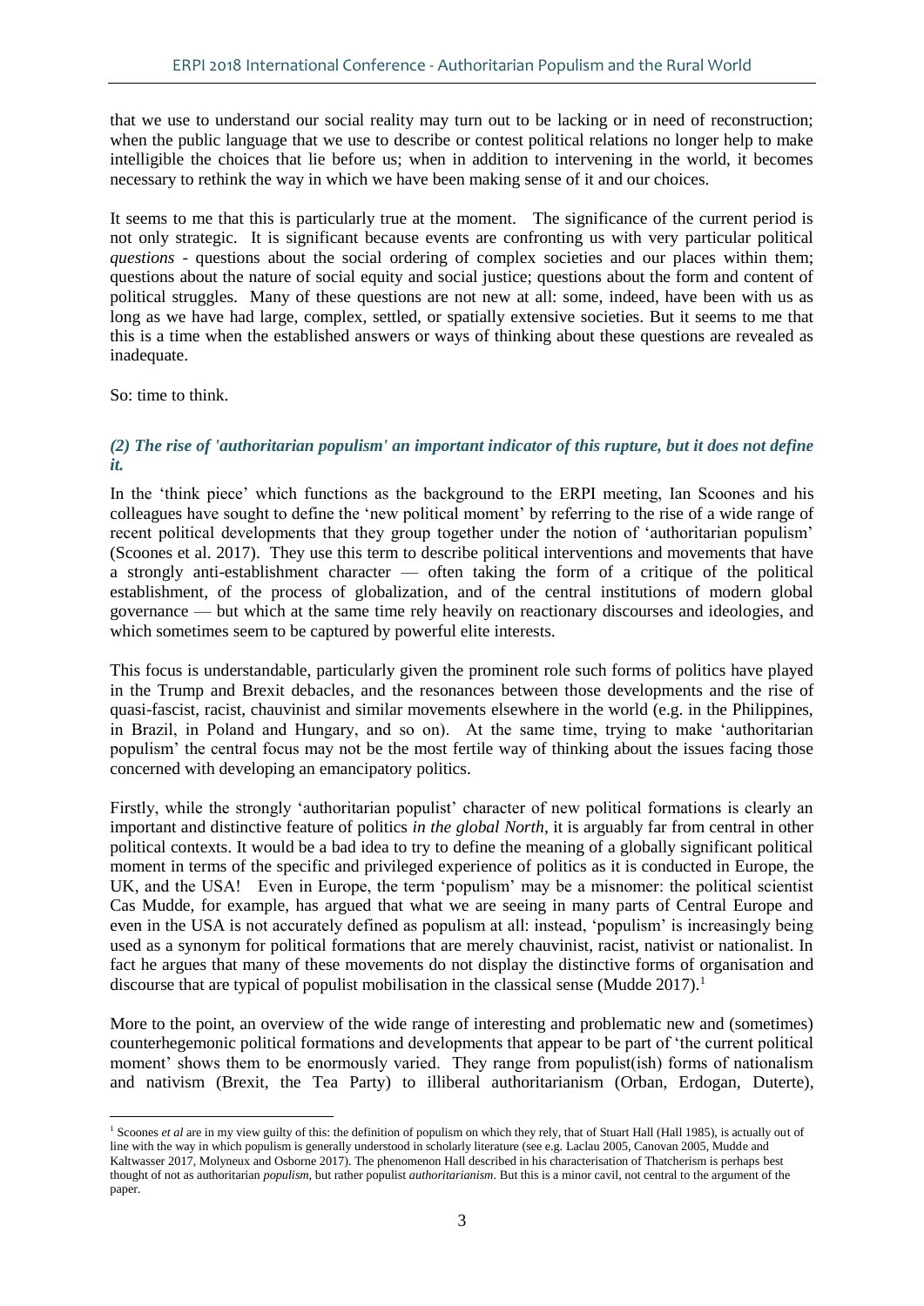that we use to understand our social reality may turn out to be lacking or in need of reconstruction; when the public language that we use to describe or contest political relations no longer help to make intelligible the choices that lie before us; when in addition to intervening in the world, it becomes necessary to rethink the way in which we have been making sense of it and our choices.

It seems to me that this is particularly true at the moment. The significance of the current period is not only strategic. It is significant because events are confronting us with very particular political *questions* - questions about the social ordering of complex societies and our places within them; questions about the nature of social equity and social justice; questions about the form and content of political struggles. Many of these questions are not new at all: some, indeed, have been with us as long as we have had large, complex, settled, or spatially extensive societies. But it seems to me that this is a time when the established answers or ways of thinking about these questions are revealed as inadequate.

So: time to think.

### *(2) The rise of 'authoritarian populism' an important indicator of this rupture, but it does not define it.*

In the 'think piece' which functions as the background to the ERPI meeting, Ian Scoones and his colleagues have sought to define the 'new political moment' by referring to the rise of a wide range of recent political developments that they group together under the notion of 'authoritarian populism' (Scoones et al. 2017). They use this term to describe political interventions and movements that have a strongly anti-establishment character — often taking the form of a critique of the political establishment, of the process of globalization, and of the central institutions of modern global governance — but which at the same time rely heavily on reactionary discourses and ideologies, and which sometimes seem to be captured by powerful elite interests.

This focus is understandable, particularly given the prominent role such forms of politics have played in the Trump and Brexit debacles, and the resonances between those developments and the rise of quasi-fascist, racist, chauvinist and similar movements elsewhere in the world (e.g. in the Philippines, in Brazil, in Poland and Hungary, and so on). At the same time, trying to make 'authoritarian populism' the central focus may not be the most fertile way of thinking about the issues facing those concerned with developing an emancipatory politics.

Firstly, while the strongly 'authoritarian populist' character of new political formations is clearly an important and distinctive feature of politics *in the global North*, it is arguably far from central in other political contexts. It would be a bad idea to try to define the meaning of a globally significant political moment in terms of the specific and privileged experience of politics as it is conducted in Europe, the UK, and the USA! Even in Europe, the term 'populism' may be a misnomer: the political scientist Cas Mudde, for example, has argued that what we are seeing in many parts of Central Europe and even in the USA is not accurately defined as populism at all: instead, 'populism' is increasingly being used as a synonym for political formations that are merely chauvinist, racist, nativist or nationalist. In fact he argues that many of these movements do not display the distinctive forms of organisation and discourse that are typical of populist mobilisation in the classical sense (Mudde 2017).[1]

More to the point, an overview of the wide range of interesting and problematic new and (sometimes) counterhegemonic political formations and developments that appear to be part of 'the current political moment' shows them to be enormously varied. They range from populist(ish) forms of nationalism and nativism (Brexit, the Tea Party) to illiberal authoritarianism (Orban, Erdogan, Duterte),

[1] Scoones *et al* are in my view guilty of this: the definition of populism on which they rely, that of Stuart Hall (Hall 1985), is actually out of line with the way in which populism is generally understood in scholarly literature (see e.g. Laclau 2005, Canovan 2005, Mudde and Kaltwasser 2017, Molyneux and Osborne 2017). The phenomenon Hall described in his characterisation of Thatcherism is perhaps best thought of not as authoritarian *populism*, but rather populist *authoritarianism*. But this is a minor cavil, not central to the argument of the paper.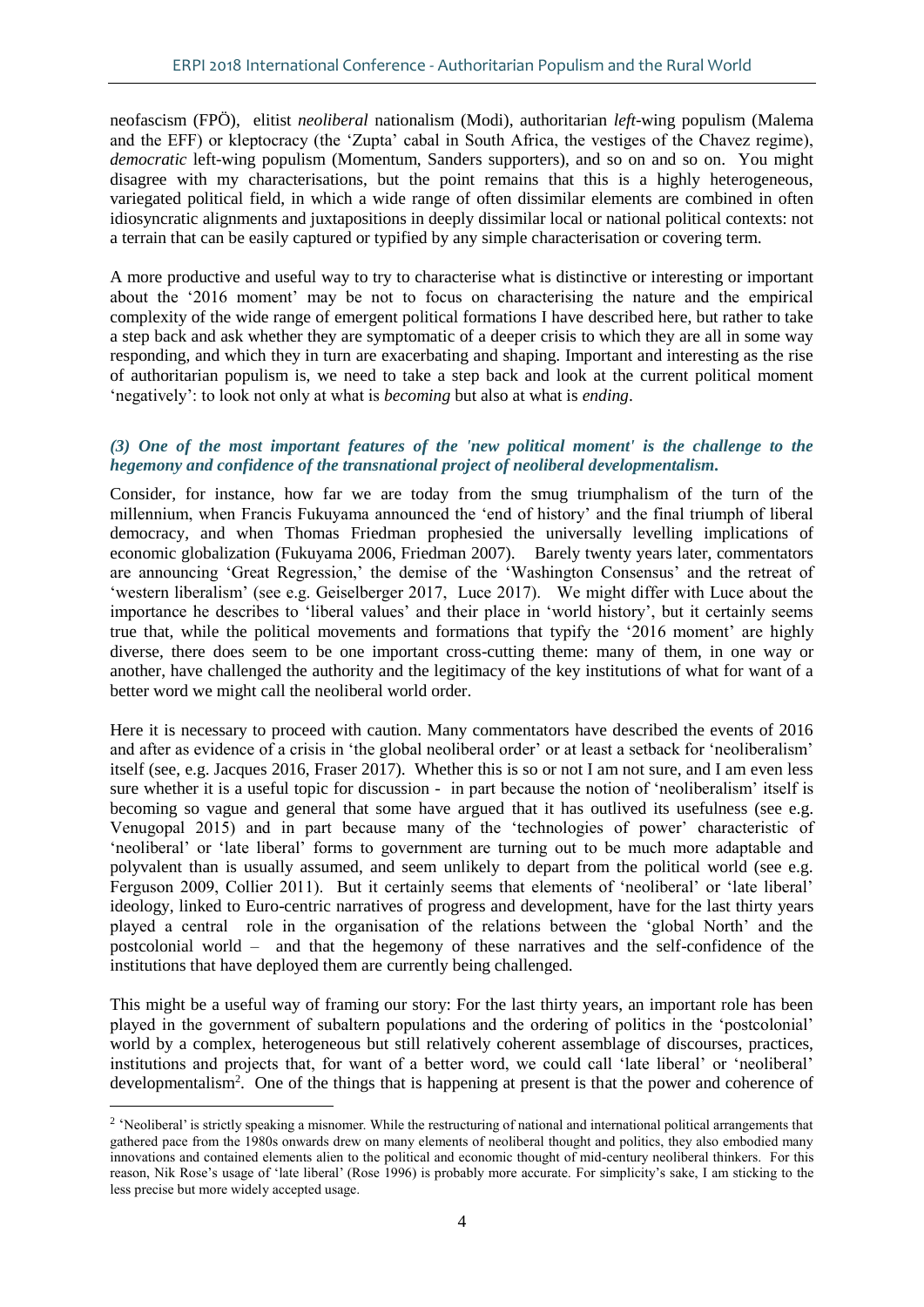neofascism (FPÖ), elitist *neoliberal* nationalism (Modi), authoritarian *left*-wing populism (Malema and the EFF) or kleptocracy (the 'Zupta' cabal in South Africa, the vestiges of the Chavez regime), *democratic* left-wing populism (Momentum, Sanders supporters), and so on and so on. You might disagree with my characterisations, but the point remains that this is a highly heterogeneous, variegated political field, in which a wide range of often dissimilar elements are combined in often idiosyncratic alignments and juxtapositions in deeply dissimilar local or national political contexts: not a terrain that can be easily captured or typified by any simple characterisation or covering term.

A more productive and useful way to try to characterise what is distinctive or interesting or important about the '2016 moment' may be not to focus on characterising the nature and the empirical complexity of the wide range of emergent political formations I have described here, but rather to take a step back and ask whether they are symptomatic of a deeper crisis to which they are all in some way responding, and which they in turn are exacerbating and shaping. Important and interesting as the rise of authoritarian populism is, we need to take a step back and look at the current political moment 'negatively': to look not only at what is *becoming* but also at what is *ending*.

### *(3) One of the most important features of the 'new political moment' is the challenge to the hegemony and confidence of the transnational project of neoliberal developmentalism.*

Consider, for instance, how far we are today from the smug triumphalism of the turn of the millennium, when Francis Fukuyama announced the 'end of history' and the final triumph of liberal democracy, and when Thomas Friedman prophesied the universally levelling implications of economic globalization (Fukuyama 2006, Friedman 2007). Barely twenty years later, commentators are announcing 'Great Regression,' the demise of the 'Washington Consensus' and the retreat of 'western liberalism' (see e.g. Geiselberger 2017, Luce 2017). We might differ with Luce about the importance he describes to 'liberal values' and their place in 'world history', but it certainly seems true that, while the political movements and formations that typify the '2016 moment' are highly diverse, there does seem to be one important cross-cutting theme: many of them, in one way or another, have challenged the authority and the legitimacy of the key institutions of what for want of a better word we might call the neoliberal world order.

Here it is necessary to proceed with caution. Many commentators have described the events of 2016 and after as evidence of a crisis in 'the global neoliberal order' or at least a setback for 'neoliberalism' itself (see, e.g. Jacques 2016, Fraser 2017). Whether this is so or not I am not sure, and I am even less sure whether it is a useful topic for discussion - in part because the notion of 'neoliberalism' itself is becoming so vague and general that some have argued that it has outlived its usefulness (see e.g. Venugopal 2015) and in part because many of the 'technologies of power' characteristic of 'neoliberal' or 'late liberal' forms to government are turning out to be much more adaptable and polyvalent than is usually assumed, and seem unlikely to depart from the political world (see e.g. Ferguson 2009, Collier 2011). But it certainly seems that elements of 'neoliberal' or 'late liberal' ideology, linked to Euro-centric narratives of progress and development, have for the last thirty years played a central role in the organisation of the relations between the 'global North' and the postcolonial world – and that the hegemony of these narratives and the self-confidence of the institutions that have deployed them are currently being challenged.

This might be a useful way of framing our story: For the last thirty years, an important role has been played in the government of subaltern populations and the ordering of politics in the 'postcolonial' world by a complex, heterogeneous but still relatively coherent assemblage of discourses, practices, institutions and projects that, for want of a better word, we could call 'late liberal' or 'neoliberal' developmentalism[2]. One of the things that is happening at present is that the power and coherence of

---

[2] 'Neoliberal' is strictly speaking a misnomer. While the restructuring of national and international political arrangements that gathered pace from the 1980s onwards drew on many elements of neoliberal thought and politics, they also embodied many innovations and contained elements alien to the political and economic thought of mid-century neoliberal thinkers. For this reason, Nik Rose's usage of 'late liberal' (Rose 1996) is probably more accurate. For simplicity's sake, I am sticking to the less precise but more widely accepted usage.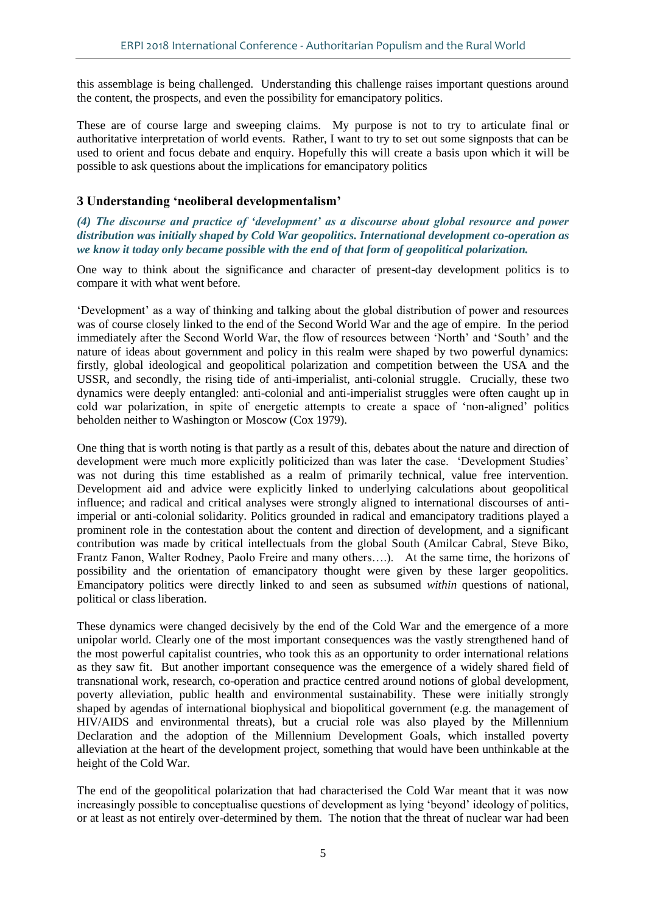this assemblage is being challenged. Understanding this challenge raises important questions around the content, the prospects, and even the possibility for emancipatory politics.

These are of course large and sweeping claims. My purpose is not to try to articulate final or authoritative interpretation of world events. Rather, I want to try to set out some signposts that can be used to orient and focus debate and enquiry. Hopefully this will create a basis upon which it will be possible to ask questions about the implications for emancipatory politics

## 3 Understanding 'neoliberal developmentalism'

***(4) The discourse and practice of 'development' as a discourse about global resource and power distribution was initially shaped by Cold War geopolitics. International development co-operation as we know it today only became possible with the end of that form of geopolitical polarization.***

One way to think about the significance and character of present-day development politics is to compare it with what went before.

'Development' as a way of thinking and talking about the global distribution of power and resources was of course closely linked to the end of the Second World War and the age of empire. In the period immediately after the Second World War, the flow of resources between 'North' and 'South' and the nature of ideas about government and policy in this realm were shaped by two powerful dynamics: firstly, global ideological and geopolitical polarization and competition between the USA and the USSR, and secondly, the rising tide of anti-imperialist, anti-colonial struggle. Crucially, these two dynamics were deeply entangled: anti-colonial and anti-imperialist struggles were often caught up in cold war polarization, in spite of energetic attempts to create a space of 'non-aligned' politics beholden neither to Washington or Moscow (Cox 1979).

One thing that is worth noting is that partly as a result of this, debates about the nature and direction of development were much more explicitly politicized than was later the case. 'Development Studies' was not during this time established as a realm of primarily technical, value free intervention. Development aid and advice were explicitly linked to underlying calculations about geopolitical influence; and radical and critical analyses were strongly aligned to international discourses of anti-imperial or anti-colonial solidarity. Politics grounded in radical and emancipatory traditions played a prominent role in the contestation about the content and direction of development, and a significant contribution was made by critical intellectuals from the global South (Amilcar Cabral, Steve Biko, Frantz Fanon, Walter Rodney, Paolo Freire and many others….). At the same time, the horizons of possibility and the orientation of emancipatory thought were given by these larger geopolitics. Emancipatory politics were directly linked to and seen as subsumed *within* questions of national, political or class liberation.

These dynamics were changed decisively by the end of the Cold War and the emergence of a more unipolar world. Clearly one of the most important consequences was the vastly strengthened hand of the most powerful capitalist countries, who took this as an opportunity to order international relations as they saw fit. But another important consequence was the emergence of a widely shared field of transnational work, research, co-operation and practice centred around notions of global development, poverty alleviation, public health and environmental sustainability. These were initially strongly shaped by agendas of international biophysical and biopolitical government (e.g. the management of HIV/AIDS and environmental threats), but a crucial role was also played by the Millennium Declaration and the adoption of the Millennium Development Goals, which installed poverty alleviation at the heart of the development project, something that would have been unthinkable at the height of the Cold War.

The end of the geopolitical polarization that had characterised the Cold War meant that it was now increasingly possible to conceptualise questions of development as lying 'beyond' ideology of politics, or at least as not entirely over-determined by them. The notion that the threat of nuclear war had been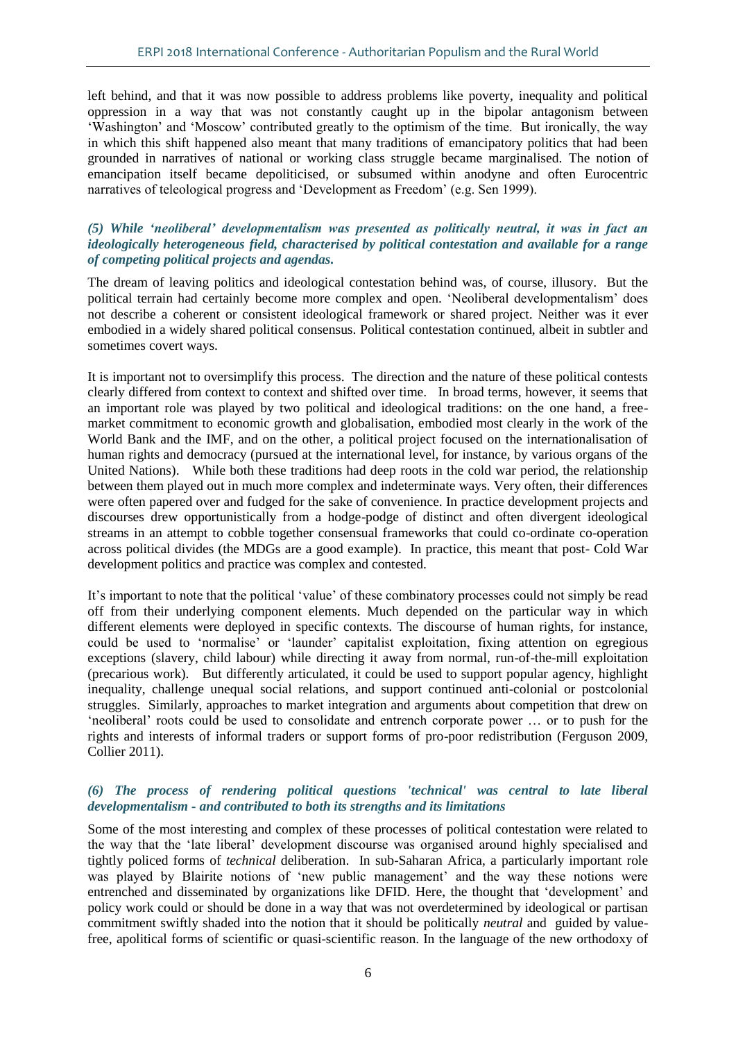left behind, and that it was now possible to address problems like poverty, inequality and political oppression in a way that was not constantly caught up in the bipolar antagonism between 'Washington' and 'Moscow' contributed greatly to the optimism of the time. But ironically, the way in which this shift happened also meant that many traditions of emancipatory politics that had been grounded in narratives of national or working class struggle became marginalised. The notion of emancipation itself became depoliticised, or subsumed within anodyne and often Eurocentric narratives of teleological progress and 'Development as Freedom' (e.g. Sen 1999).

### *(5) While 'neoliberal' developmentalism was presented as politically neutral, it was in fact an ideologically heterogeneous field, characterised by political contestation and available for a range of competing political projects and agendas.*

The dream of leaving politics and ideological contestation behind was, of course, illusory. But the political terrain had certainly become more complex and open. 'Neoliberal developmentalism' does not describe a coherent or consistent ideological framework or shared project. Neither was it ever embodied in a widely shared political consensus. Political contestation continued, albeit in subtler and sometimes covert ways.

It is important not to oversimplify this process. The direction and the nature of these political contests clearly differed from context to context and shifted over time. In broad terms, however, it seems that an important role was played by two political and ideological traditions: on the one hand, a free-market commitment to economic growth and globalisation, embodied most clearly in the work of the World Bank and the IMF, and on the other, a political project focused on the internationalisation of human rights and democracy (pursued at the international level, for instance, by various organs of the United Nations). While both these traditions had deep roots in the cold war period, the relationship between them played out in much more complex and indeterminate ways. Very often, their differences were often papered over and fudged for the sake of convenience. In practice development projects and discourses drew opportunistically from a hodge-podge of distinct and often divergent ideological streams in an attempt to cobble together consensual frameworks that could co-ordinate co-operation across political divides (the MDGs are a good example). In practice, this meant that post- Cold War development politics and practice was complex and contested.

It's important to note that the political 'value' of these combinatory processes could not simply be read off from their underlying component elements. Much depended on the particular way in which different elements were deployed in specific contexts. The discourse of human rights, for instance, could be used to 'normalise' or 'launder' capitalist exploitation, fixing attention on egregious exceptions (slavery, child labour) while directing it away from normal, run-of-the-mill exploitation (precarious work). But differently articulated, it could be used to support popular agency, highlight inequality, challenge unequal social relations, and support continued anti-colonial or postcolonial struggles. Similarly, approaches to market integration and arguments about competition that drew on 'neoliberal' roots could be used to consolidate and entrench corporate power … or to push for the rights and interests of informal traders or support forms of pro-poor redistribution (Ferguson 2009, Collier 2011).

### *(6) The process of rendering political questions 'technical' was central to late liberal developmentalism - and contributed to both its strengths and its limitations*

Some of the most interesting and complex of these processes of political contestation were related to the way that the 'late liberal' development discourse was organised around highly specialised and tightly policed forms of *technical* deliberation. In sub-Saharan Africa, a particularly important role was played by Blairite notions of 'new public management' and the way these notions were entrenched and disseminated by organizations like DFID. Here, the thought that 'development' and policy work could or should be done in a way that was not overdetermined by ideological or partisan commitment swiftly shaded into the notion that it should be politically *neutral* and guided by value-free, apolitical forms of scientific or quasi-scientific reason. In the language of the new orthodoxy of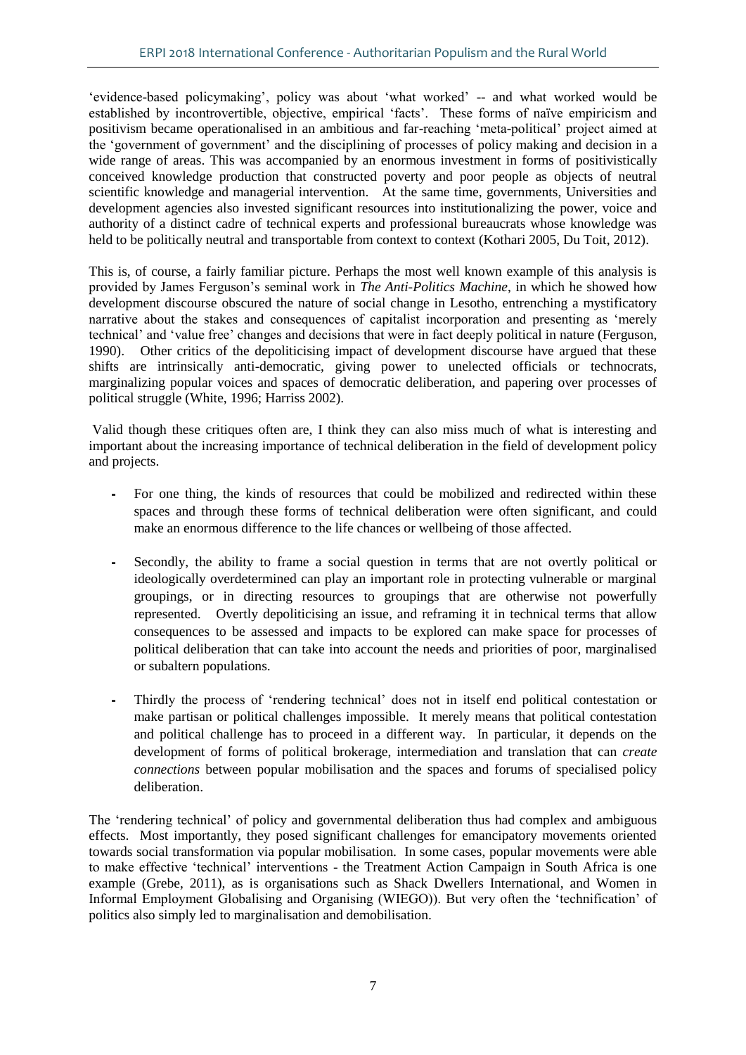'evidence-based policymaking', policy was about 'what worked' -- and what worked would be established by incontrovertible, objective, empirical 'facts'. These forms of naïve empiricism and positivism became operationalised in an ambitious and far-reaching 'meta-political' project aimed at the 'government of government' and the disciplining of processes of policy making and decision in a wide range of areas. This was accompanied by an enormous investment in forms of positivistically conceived knowledge production that constructed poverty and poor people as objects of neutral scientific knowledge and managerial intervention. At the same time, governments, Universities and development agencies also invested significant resources into institutionalizing the power, voice and authority of a distinct cadre of technical experts and professional bureaucrats whose knowledge was held to be politically neutral and transportable from context to context (Kothari 2005, Du Toit, 2012).

This is, of course, a fairly familiar picture. Perhaps the most well known example of this analysis is provided by James Ferguson's seminal work in *The Anti-Politics Machine*, in which he showed how development discourse obscured the nature of social change in Lesotho, entrenching a mystificatory narrative about the stakes and consequences of capitalist incorporation and presenting as 'merely technical' and 'value free' changes and decisions that were in fact deeply political in nature (Ferguson, 1990). Other critics of the depoliticising impact of development discourse have argued that these shifts are intrinsically anti-democratic, giving power to unelected officials or technocrats, marginalizing popular voices and spaces of democratic deliberation, and papering over processes of political struggle (White, 1996; Harriss 2002).

Valid though these critiques often are, I think they can also miss much of what is interesting and important about the increasing importance of technical deliberation in the field of development policy and projects.

- For one thing, the kinds of resources that could be mobilized and redirected within these spaces and through these forms of technical deliberation were often significant, and could make an enormous difference to the life chances or wellbeing of those affected.
- Secondly, the ability to frame a social question in terms that are not overtly political or ideologically overdetermined can play an important role in protecting vulnerable or marginal groupings, or in directing resources to groupings that are otherwise not powerfully represented. Overtly depoliticising an issue, and reframing it in technical terms that allow consequences to be assessed and impacts to be explored can make space for processes of political deliberation that can take into account the needs and priorities of poor, marginalised or subaltern populations.
- Thirdly the process of 'rendering technical' does not in itself end political contestation or make partisan or political challenges impossible. It merely means that political contestation and political challenge has to proceed in a different way. In particular, it depends on the development of forms of political brokerage, intermediation and translation that can *create connections* between popular mobilisation and the spaces and forums of specialised policy deliberation.

The 'rendering technical' of policy and governmental deliberation thus had complex and ambiguous effects. Most importantly, they posed significant challenges for emancipatory movements oriented towards social transformation via popular mobilisation. In some cases, popular movements were able to make effective 'technical' interventions - the Treatment Action Campaign in South Africa is one example (Grebe, 2011), as is organisations such as Shack Dwellers International, and Women in Informal Employment Globalising and Organising (WIEGO)). But very often the 'technification' of politics also simply led to marginalisation and demobilisation.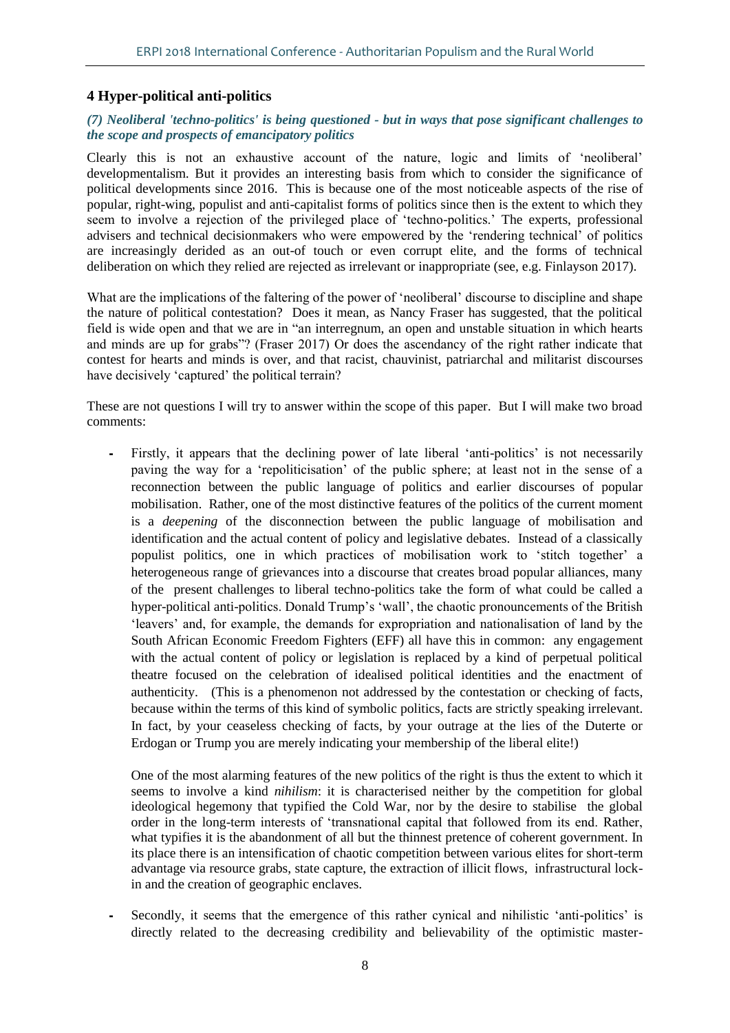## 4 Hyper-political anti-politics

### *(7) Neoliberal 'techno-politics' is being questioned - but in ways that pose significant challenges to the scope and prospects of emancipatory politics*

Clearly this is not an exhaustive account of the nature, logic and limits of 'neoliberal' developmentalism. But it provides an interesting basis from which to consider the significance of political developments since 2016. This is because one of the most noticeable aspects of the rise of popular, right-wing, populist and anti-capitalist forms of politics since then is the extent to which they seem to involve a rejection of the privileged place of 'techno-politics.' The experts, professional advisers and technical decisionmakers who were empowered by the 'rendering technical' of politics are increasingly derided as an out-of touch or even corrupt elite, and the forms of technical deliberation on which they relied are rejected as irrelevant or inappropriate (see, e.g. Finlayson 2017).

What are the implications of the faltering of the power of 'neoliberal' discourse to discipline and shape the nature of political contestation? Does it mean, as Nancy Fraser has suggested, that the political field is wide open and that we are in "an interregnum, an open and unstable situation in which hearts and minds are up for grabs"? (Fraser 2017) Or does the ascendancy of the right rather indicate that contest for hearts and minds is over, and that racist, chauvinist, patriarchal and militarist discourses have decisively 'captured' the political terrain?

These are not questions I will try to answer within the scope of this paper. But I will make two broad comments:

- Firstly, it appears that the declining power of late liberal 'anti-politics' is not necessarily paving the way for a 'repoliticisation' of the public sphere; at least not in the sense of a reconnection between the public language of politics and earlier discourses of popular mobilisation. Rather, one of the most distinctive features of the politics of the current moment is a *deepening* of the disconnection between the public language of mobilisation and identification and the actual content of policy and legislative debates. Instead of a classically populist politics, one in which practices of mobilisation work to 'stitch together' a heterogeneous range of grievances into a discourse that creates broad popular alliances, many of the present challenges to liberal techno-politics take the form of what could be called a hyper-political anti-politics. Donald Trump's 'wall', the chaotic pronouncements of the British 'leavers' and, for example, the demands for expropriation and nationalisation of land by the South African Economic Freedom Fighters (EFF) all have this in common: any engagement with the actual content of policy or legislation is replaced by a kind of perpetual political theatre focused on the celebration of idealised political identities and the enactment of authenticity. (This is a phenomenon not addressed by the contestation or checking of facts, because within the terms of this kind of symbolic politics, facts are strictly speaking irrelevant. In fact, by your ceaseless checking of facts, by your outrage at the lies of the Duterte or Erdogan or Trump you are merely indicating your membership of the liberal elite!)

  One of the most alarming features of the new politics of the right is thus the extent to which it seems to involve a kind *nihilism*: it is characterised neither by the competition for global ideological hegemony that typified the Cold War, nor by the desire to stabilise the global order in the long-term interests of 'transnational capital that followed from its end. Rather, what typifies it is the abandonment of all but the thinnest pretence of coherent government. In its place there is an intensification of chaotic competition between various elites for short-term advantage via resource grabs, state capture, the extraction of illicit flows, infrastructural lock-in and the creation of geographic enclaves.

- Secondly, it seems that the emergence of this rather cynical and nihilistic 'anti-politics' is directly related to the decreasing credibility and believability of the optimistic master-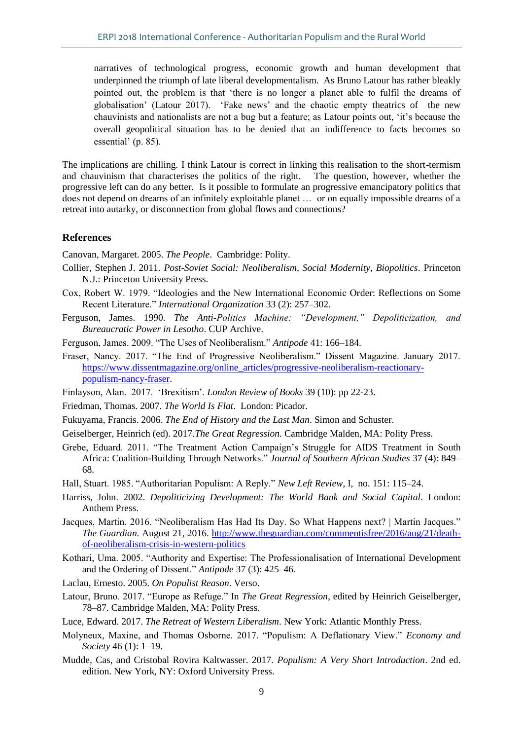narratives of technological progress, economic growth and human development that underpinned the triumph of late liberal developmentalism. As Bruno Latour has rather bleakly pointed out, the problem is that 'there is no longer a planet able to fulfil the dreams of globalisation' (Latour 2017). 'Fake news' and the chaotic empty theatrics of the new chauvinists and nationalists are not a bug but a feature; as Latour points out, 'it's because the overall geopolitical situation has to be denied that an indifference to facts becomes so essential' (p. 85).

The implications are chilling. I think Latour is correct in linking this realisation to the short-termism and chauvinism that characterises the politics of the right. The question, however, whether the progressive left can do any better. Is it possible to formulate an progressive emancipatory politics that does not depend on dreams of an infinitely exploitable planet … or on equally impossible dreams of a retreat into autarky, or disconnection from global flows and connections?

## References

Canovan, Margaret. 2005. *The People*. Cambridge: Polity.

Collier, Stephen J. 2011. *Post-Soviet Social: Neoliberalism, Social Modernity, Biopolitics*. Princeton N.J.: Princeton University Press.

Cox, Robert W. 1979. "Ideologies and the New International Economic Order: Reflections on Some Recent Literature." *International Organization* 33 (2): 257–302.

Ferguson, James. 1990. *The Anti-Politics Machine: "Development," Depoliticization, and Bureaucratic Power in Lesotho*. CUP Archive.

Ferguson, James. 2009. "The Uses of Neoliberalism." *Antipode* 41: 166–184.

Fraser, Nancy. 2017. "The End of Progressive Neoliberalism." Dissent Magazine. January 2017. https://www.dissentmagazine.org/online_articles/progressive-neoliberalism-reactionary-populism-nancy-fraser.

Finlayson, Alan. 2017. 'Brexitism'. *London Review of Books* 39 (10): pp 22-23.

Friedman, Thomas. 2007. *The World Is Flat*. London: Picador.

Fukuyama, Francis. 2006. *The End of History and the Last Man*. Simon and Schuster.

Geiselberger, Heinrich (ed). 2017.*The Great Regression*. Cambridge Malden, MA: Polity Press.

Grebe, Eduard. 2011. "The Treatment Action Campaign's Struggle for AIDS Treatment in South Africa: Coalition-Building Through Networks." *Journal of Southern African Studies* 37 (4): 849–68.

Hall, Stuart. 1985. "Authoritarian Populism: A Reply." *New Left Review*, I, no. 151: 115–24.

Harriss, John. 2002. *Depoliticizing Development: The World Bank and Social Capital*. London: Anthem Press.

Jacques, Martin. 2016. "Neoliberalism Has Had Its Day. So What Happens next? | Martin Jacques." *The Guardian.* August 21, 2016. http://www.theguardian.com/commentisfree/2016/aug/21/death-of-neoliberalism-crisis-in-western-politics

Kothari, Uma. 2005. "Authority and Expertise: The Professionalisation of International Development and the Ordering of Dissent." *Antipode* 37 (3): 425–46.

Laclau, Ernesto. 2005. *On Populist Reason*. Verso.

Latour, Bruno. 2017. "Europe as Refuge." In *The Great Regression*, edited by Heinrich Geiselberger, 78–87. Cambridge Malden, MA: Polity Press.

Luce, Edward. 2017. *The Retreat of Western Liberalism*. New York: Atlantic Monthly Press.

Molyneux, Maxine, and Thomas Osborne. 2017. "Populism: A Deflationary View." *Economy and Society* 46 (1): 1–19.

Mudde, Cas, and Cristobal Rovira Kaltwasser. 2017. *Populism: A Very Short Introduction*. 2nd ed. edition. New York, NY: Oxford University Press.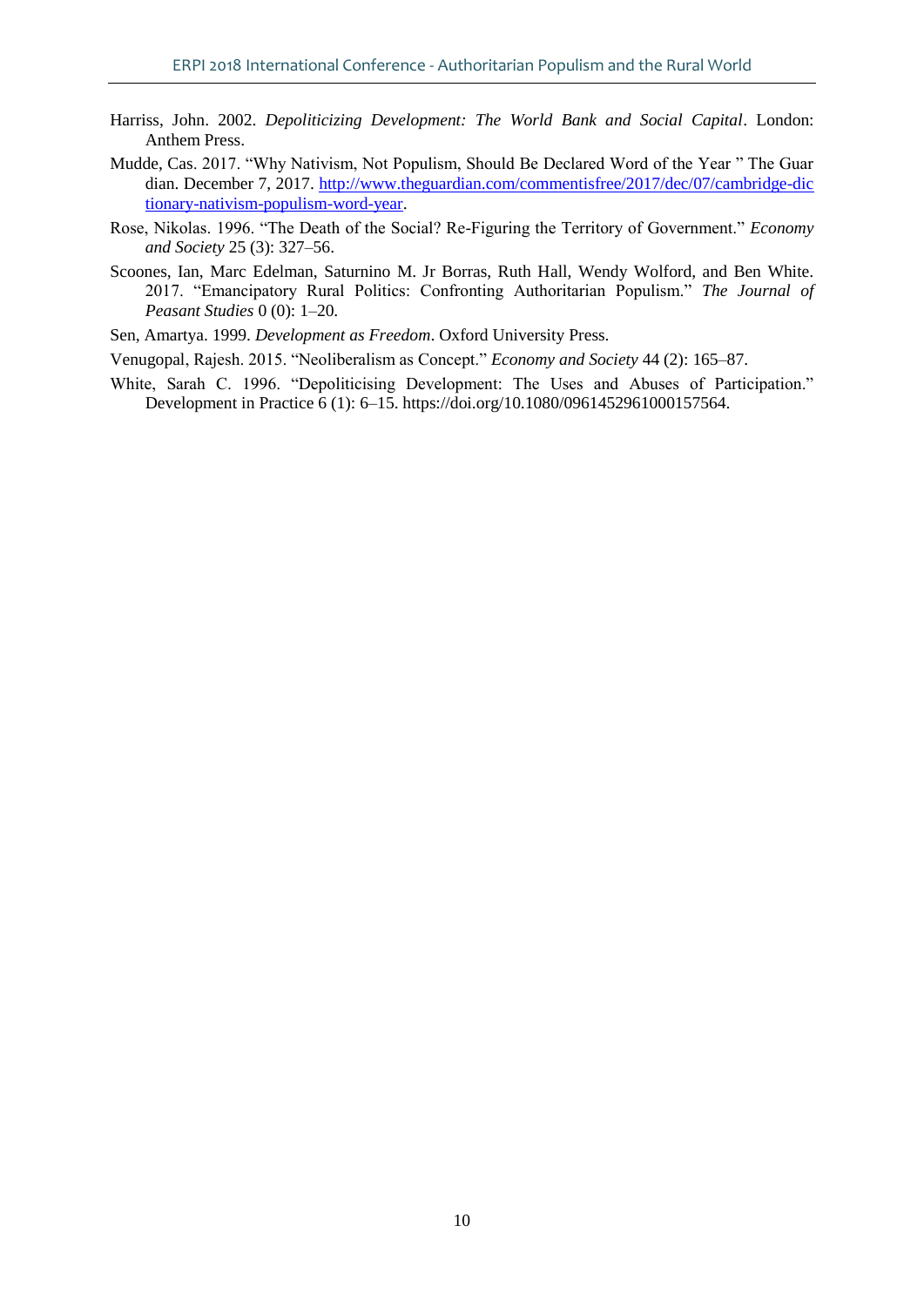Harriss, John. 2002. *Depoliticizing Development: The World Bank and Social Capital*. London: Anthem Press.

Mudde, Cas. 2017. "Why Nativism, Not Populism, Should Be Declared Word of the Year " The Guardian. December 7, 2017. [http://www.theguardian.com/commentisfree/2017/dec/07/cambridge-dictionary-nativism-populism-word-year](http://www.theguardian.com/commentisfree/2017/dec/07/cambridge-dictionary-nativism-populism-word-year).

Rose, Nikolas. 1996. "The Death of the Social? Re-Figuring the Territory of Government." *Economy and Society* 25 (3): 327–56.

Scoones, Ian, Marc Edelman, Saturnino M. Jr Borras, Ruth Hall, Wendy Wolford, and Ben White. 2017. "Emancipatory Rural Politics: Confronting Authoritarian Populism." *The Journal of Peasant Studies* 0 (0): 1–20.

Sen, Amartya. 1999. *Development as Freedom*. Oxford University Press.

Venugopal, Rajesh. 2015. "Neoliberalism as Concept." *Economy and Society* 44 (2): 165–87.

White, Sarah C. 1996. "Depoliticising Development: The Uses and Abuses of Participation." Development in Practice 6 (1): 6–15. https://doi.org/10.1080/0961452961000157564.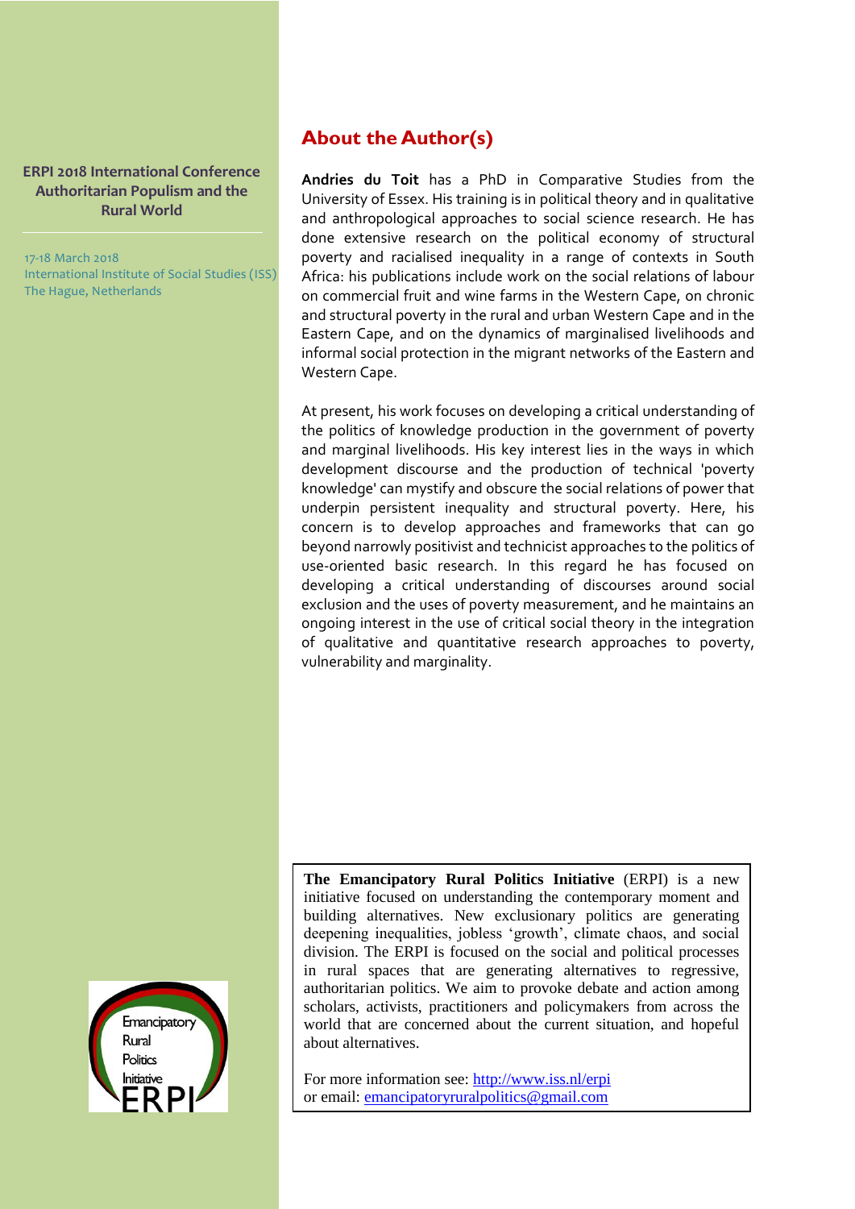**ERPI 2018 International Conference Authoritarian Populism and the Rural World**

17-18 March 2018
International Institute of Social Studies (ISS)
The Hague, Netherlands

## About the Author(s)

**Andries du Toit** has a PhD in Comparative Studies from the University of Essex. His training is in political theory and in qualitative and anthropological approaches to social science research. He has done extensive research on the political economy of structural poverty and racialised inequality in a range of contexts in South Africa: his publications include work on the social relations of labour on commercial fruit and wine farms in the Western Cape, on chronic and structural poverty in the rural and urban Western Cape and in the Eastern Cape, and on the dynamics of marginalised livelihoods and informal social protection in the migrant networks of the Eastern and Western Cape.

At present, his work focuses on developing a critical understanding of the politics of knowledge production in the government of poverty and marginal livelihoods. His key interest lies in the ways in which development discourse and the production of technical 'poverty knowledge' can mystify and obscure the social relations of power that underpin persistent inequality and structural poverty. Here, his concern is to develop approaches and frameworks that can go beyond narrowly positivist and technicist approaches to the politics of use-oriented basic research. In this regard he has focused on developing a critical understanding of discourses around social exclusion and the uses of poverty measurement, and he maintains an ongoing interest in the use of critical social theory in the integration of qualitative and quantitative research approaches to poverty, vulnerability and marginality.

**The Emancipatory Rural Politics Initiative** (ERPI) is a new initiative focused on understanding the contemporary moment and building alternatives. New exclusionary politics are generating deepening inequalities, jobless 'growth', climate chaos, and social division. The ERPI is focused on the social and political processes in rural spaces that are generating alternatives to regressive, authoritarian politics. We aim to provoke debate and action among scholars, activists, practitioners and policymakers from across the world that are concerned about the current situation, and hopeful about alternatives.

For more information see: http://www.iss.nl/erpi
or email: emancipatoryruralpolitics@gmail.com

Emancipatory Rural Politics Initiative ERPI